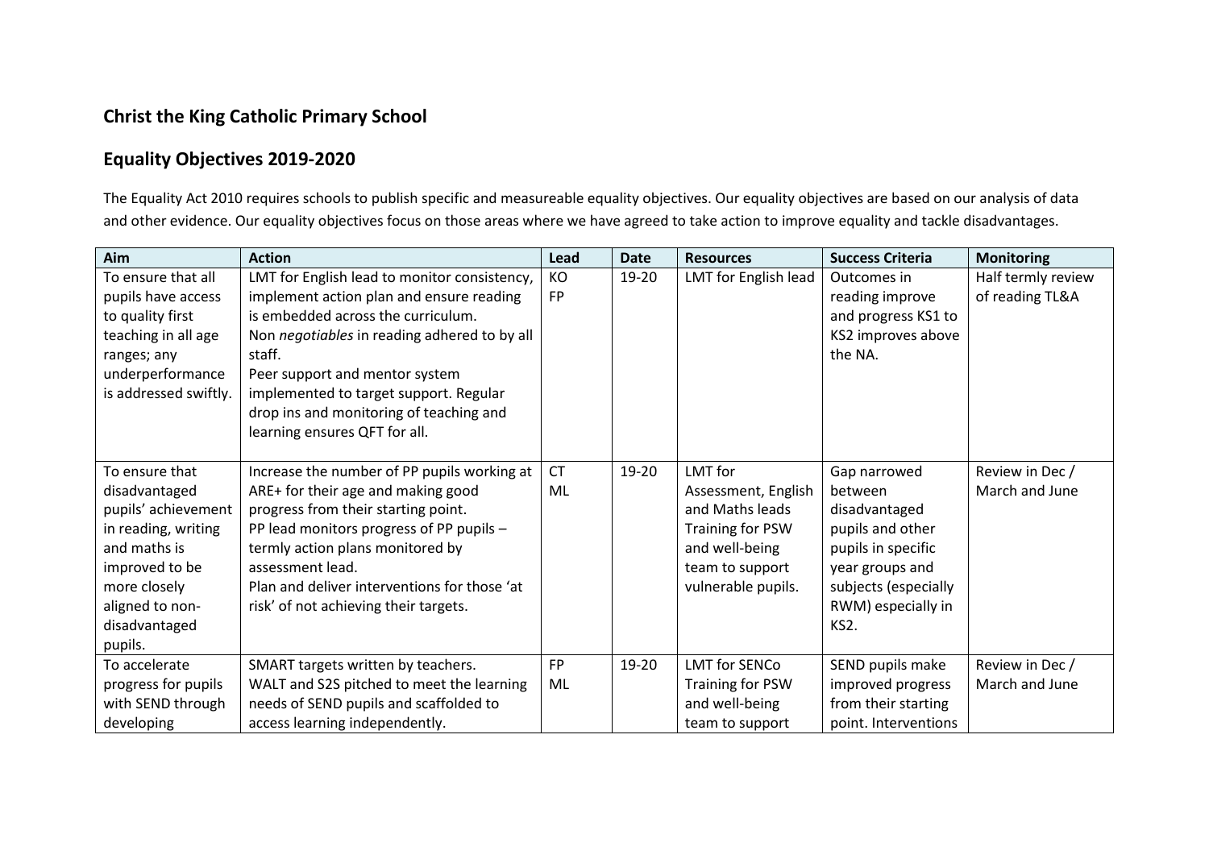## Christ the King Catholic Primary School

## Equality Objectives 2019-2020

The Equality Act 2010 requires schools to publish specific and measureable equality objectives. Our equality objectives are based on our analysis of data and other evidence. Our equality objectives focus on those areas where we have agreed to take action to improve equality and tackle disadvantages.

| Aim | Action | Lead | Date | Resources | Success Criteria | Monitoring |
|---|---|---|---|---|---|---|
| To ensure that all pupils have access to quality first teaching in all age ranges; any underperformance is addressed swiftly. | LMT for English lead to monitor consistency, implement action plan and ensure reading is embedded across the curriculum.<br>Non *negotiables* in reading adhered to by all staff.<br>Peer support and mentor system implemented to target support. Regular drop ins and monitoring of teaching and learning ensures QFT for all. | KO<br>FP | 19-20 | LMT for English lead | Outcomes in reading improve and progress KS1 to KS2 improves above the NA. | Half termly review of reading TL&A |
| To ensure that disadvantaged pupils' achievement in reading, writing and maths is improved to be more closely aligned to non-disadvantaged pupils. | Increase the number of PP pupils working at ARE+ for their age and making good progress from their starting point.<br>PP lead monitors progress of PP pupils – termly action plans monitored by assessment lead.<br>Plan and deliver interventions for those 'at risk' of not achieving their targets. | CT<br>ML | 19-20 | LMT for Assessment, English and Maths leads<br>Training for PSW and well-being team to support vulnerable pupils. | Gap narrowed between disadvantaged pupils and other pupils in specific year groups and subjects (especially RWM) especially in KS2. | Review in Dec / March and June |
| To accelerate progress for pupils with SEND through developing | SMART targets written by teachers.<br>WALT and S2S pitched to meet the learning needs of SEND pupils and scaffolded to access learning independently. | FP<br>ML | 19-20 | LMT for SENCo<br>Training for PSW and well-being team to support | SEND pupils make improved progress from their starting point. Interventions | Review in Dec / March and June |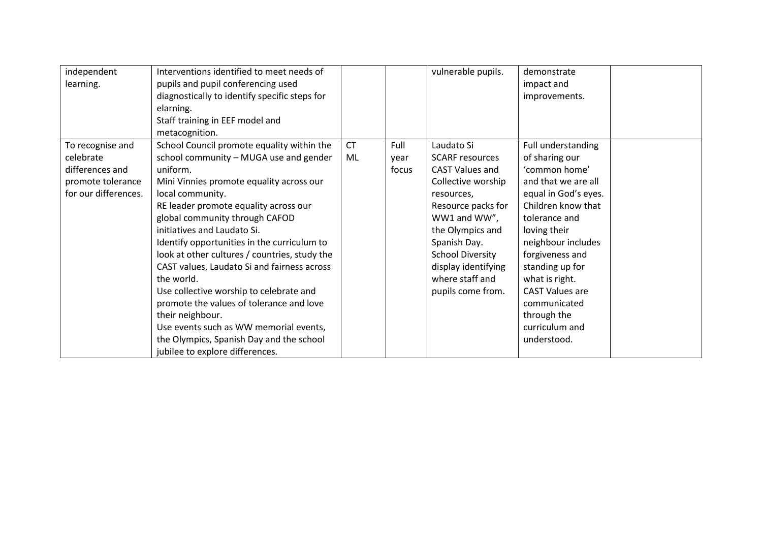| | | | | | | |
|---|---|---|---|---|---|---|
| independent learning. | Interventions identified to meet needs of pupils and pupil conferencing used diagnostically to identify specific steps for elarning.<br>Staff training in EEF model and metacognition. | | | vulnerable pupils. | demonstrate impact and improvements. | |
| To recognise and celebrate differences and promote tolerance for our differences. | School Council promote equality within the school community – MUGA use and gender uniform.<br>Mini Vinnies promote equality across our local community.<br>RE leader promote equality across our global community through CAFOD initiatives and Laudato Si.<br>Identify opportunities in the curriculum to look at other cultures / countries, study the CAST values, Laudato Si and fairness across the world.<br>Use collective worship to celebrate and promote the values of tolerance and love their neighbour.<br>Use events such as WW memorial events, the Olympics, Spanish Day and the school jubilee to explore differences. | CT<br>ML | Full year focus | Laudato Si<br>SCARF resources<br>CAST Values and Collective worship resources,<br>Resource packs for WW1 and WW",<br>the Olympics and Spanish Day.<br>School Diversity display identifying where staff and pupils come from. | Full understanding of sharing our 'common home' and that we are all equal in God's eyes.<br>Children know that tolerance and loving their neighbour includes forgiveness and standing up for what is right.<br>CAST Values are communicated through the curriculum and understood. | |